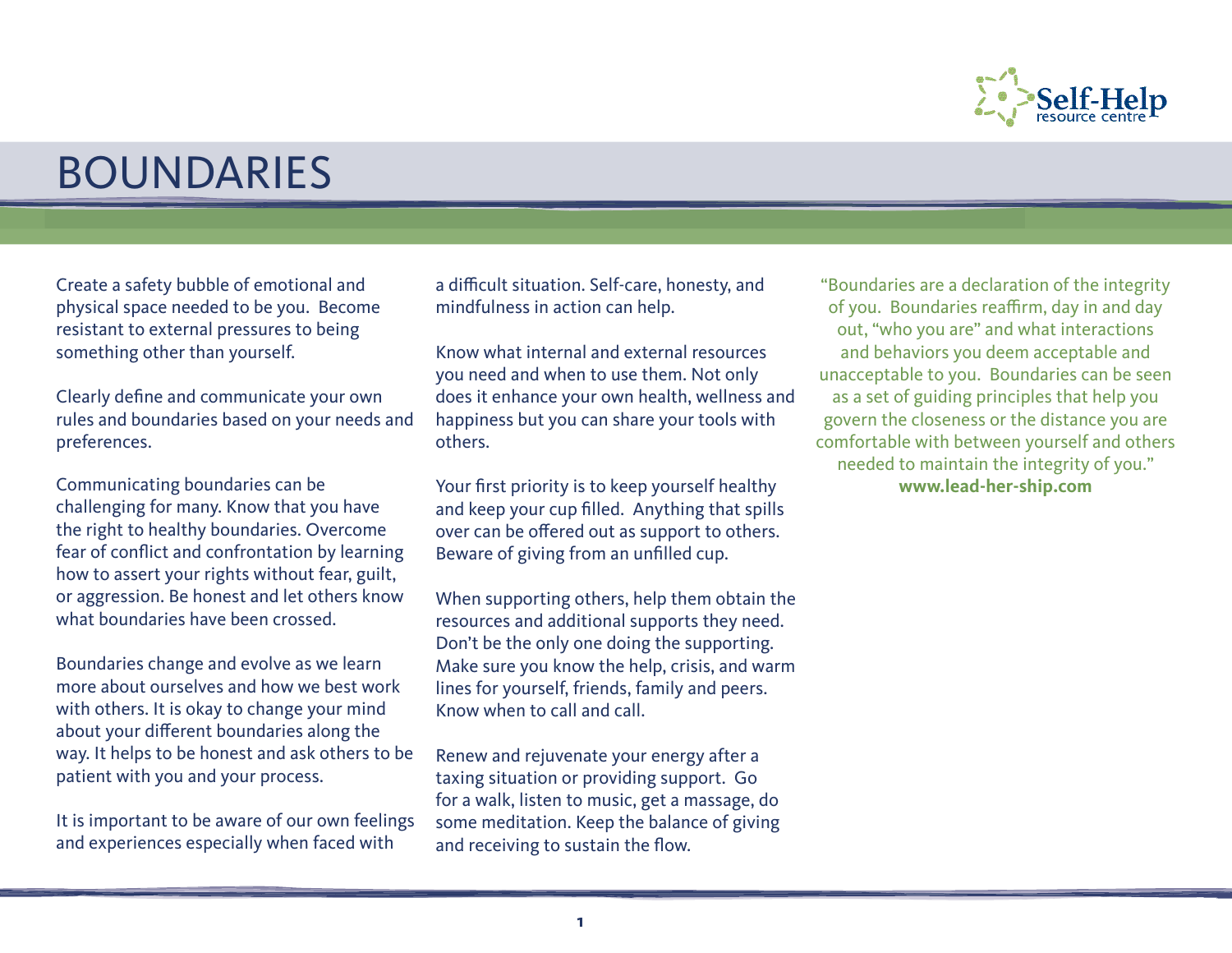# BOUNDARIES

Create a safety bubble of emotional and physical space needed to be you. Become resistant to external pressures to being something other than yourself.

Clearly define and communicate your own rules and boundaries based on your needs and preferences.

Communicating boundaries can be challenging for many. Know that you have the right to healthy boundaries. Overcome fear of conflict and confrontation by learning how to assert your rights without fear, guilt, or aggression. Be honest and let others know what boundaries have been crossed.

Boundaries change and evolve as we learn more about ourselves and how we best work with others. It is okay to change your mind about your different boundaries along the way. It helps to be honest and ask others to be patient with you and your process.

It is important to be aware of our own feelings and experiences especially when faced with a difficult situation. Self-care, honesty, and mindfulness in action can help.

Know what internal and external resources you need and when to use them. Not only does it enhance your own health, wellness and happiness but you can share your tools with others.

Your first priority is to keep yourself healthy and keep your cup filled. Anything that spills over can be offered out as support to others. Beware of giving from an unfilled cup.

When supporting others, help them obtain the resources and additional supports they need. Don't be the only one doing the supporting. Make sure you know the help, crisis, and warm lines for yourself, friends, family and peers. Know when to call and call.

Renew and rejuvenate your energy after a taxing situation or providing support. Go for a walk, listen to music, get a massage, do some meditation. Keep the balance of giving and receiving to sustain the flow.

"Boundaries are a declaration of the integrity of you. Boundaries reaffirm, day in and day out, "who you are" and what interactions and behaviors you deem acceptable and unacceptable to you. Boundaries can be seen as a set of guiding principles that help you govern the closeness or the distance you are comfortable with between yourself and others needed to maintain the integrity of you."
**www.lead-her-ship.com**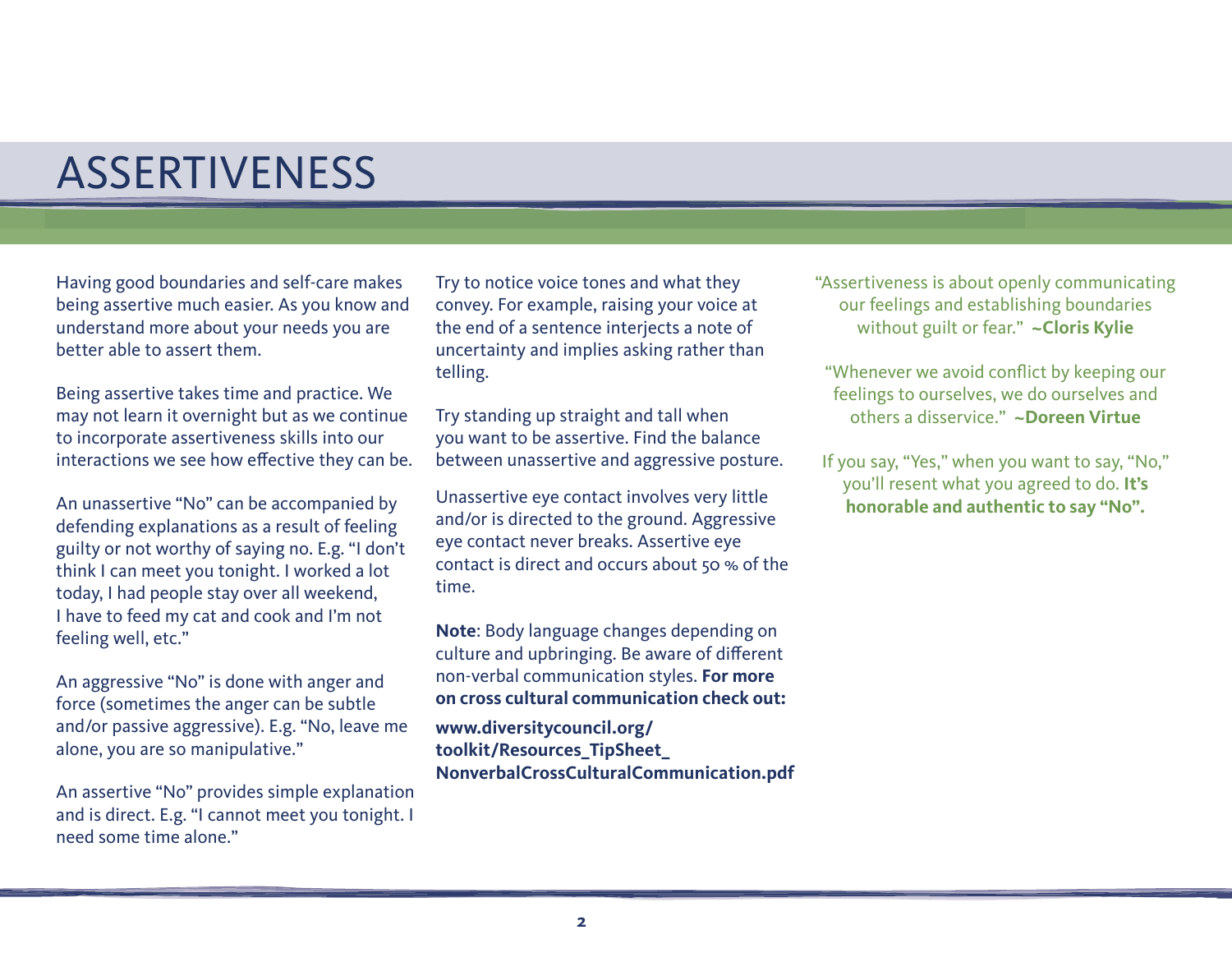# ASSERTIVENESS

Having good boundaries and self-care makes being assertive much easier. As you know and understand more about your needs you are better able to assert them.

Being assertive takes time and practice. We may not learn it overnight but as we continue to incorporate assertiveness skills into our interactions we see how effective they can be.

An unassertive "No" can be accompanied by defending explanations as a result of feeling guilty or not worthy of saying no. E.g. "I don't think I can meet you tonight. I worked a lot today, I had people stay over all weekend, I have to feed my cat and cook and I'm not feeling well, etc."

An aggressive "No" is done with anger and force (sometimes the anger can be subtle and/or passive aggressive). E.g. "No, leave me alone, you are so manipulative."

An assertive "No" provides simple explanation and is direct. E.g. "I cannot meet you tonight. I need some time alone."

Try to notice voice tones and what they convey. For example, raising your voice at the end of a sentence interjects a note of uncertainty and implies asking rather than telling.

Try standing up straight and tall when you want to be assertive. Find the balance between unassertive and aggressive posture.

Unassertive eye contact involves very little and/or is directed to the ground. Aggressive eye contact never breaks. Assertive eye contact is direct and occurs about 50 % of the time.

**Note**: Body language changes depending on culture and upbringing. Be aware of different non-verbal communication styles. **For more on cross cultural communication check out:**

**www.diversitycouncil.org/toolkit/Resources_TipSheet_NonverbalCrossCulturalCommunication.pdf**

"Assertiveness is about openly communicating our feelings and establishing boundaries without guilt or fear." **~Cloris Kylie**

"Whenever we avoid conflict by keeping our feelings to ourselves, we do ourselves and others a disservice." **~Doreen Virtue**

If you say, "Yes," when you want to say, "No," you'll resent what you agreed to do. **It's honorable and authentic to say "No".**